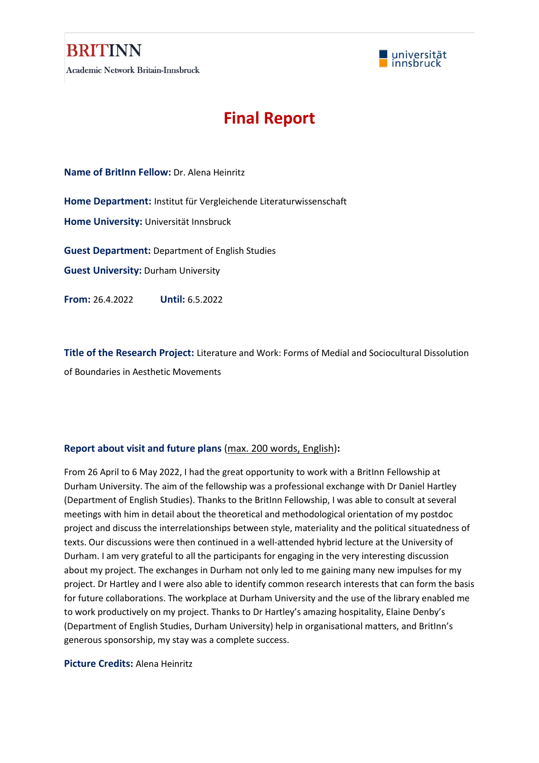**BRITINN**
Academic Network Britain-Innsbruck

universität innsbruck

# Final Report

**Name of BritInn Fellow:** Dr. Alena Heinritz

**Home Department:** Institut für Vergleichende Literaturwissenschaft

**Home University:** Universität Innsbruck

**Guest Department:** Department of English Studies

**Guest University:** Durham University

**From:** 26.4.2022 **Until:** 6.5.2022

**Title of the Research Project:** Literature and Work: Forms of Medial and Sociocultural Dissolution of Boundaries in Aesthetic Movements

**Report about visit and future plans** (max. 200 words, English)**:**

From 26 April to 6 May 2022, I had the great opportunity to work with a BritInn Fellowship at Durham University. The aim of the fellowship was a professional exchange with Dr Daniel Hartley (Department of English Studies). Thanks to the BritInn Fellowship, I was able to consult at several meetings with him in detail about the theoretical and methodological orientation of my postdoc project and discuss the interrelationships between style, materiality and the political situatedness of texts. Our discussions were then continued in a well-attended hybrid lecture at the University of Durham. I am very grateful to all the participants for engaging in the very interesting discussion about my project. The exchanges in Durham not only led to me gaining many new impulses for my project. Dr Hartley and I were also able to identify common research interests that can form the basis for future collaborations. The workplace at Durham University and the use of the library enabled me to work productively on my project. Thanks to Dr Hartley's amazing hospitality, Elaine Denby's (Department of English Studies, Durham University) help in organisational matters, and BritInn's generous sponsorship, my stay was a complete success.

**Picture Credits:** Alena Heinritz